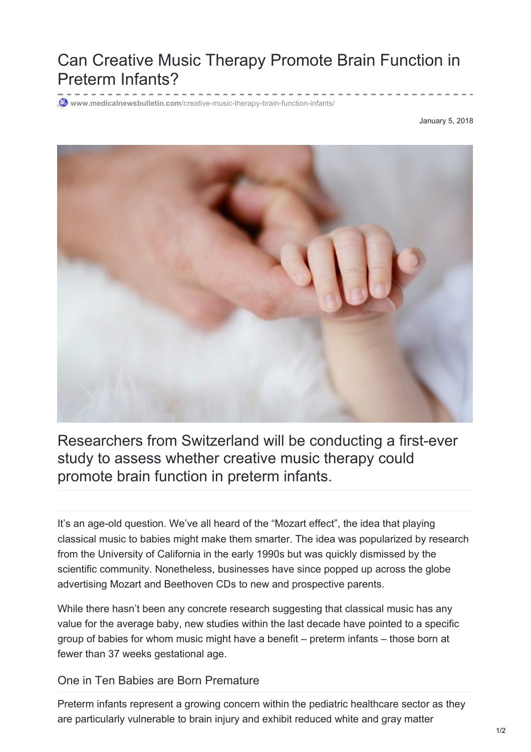# Can Creative Music Therapy Promote Brain Function in Preterm Infants?

www.medicalnewsbulletin.com/creative-music-therapy-brain-function-infants/

January 5, 2018

## Researchers from Switzerland will be conducting a first-ever study to assess whether creative music therapy could promote brain function in preterm infants.

It's an age-old question. We've all heard of the "Mozart effect", the idea that playing classical music to babies might make them smarter. The idea was popularized by research from the University of California in the early 1990s but was quickly dismissed by the scientific community. Nonetheless, businesses have since popped up across the globe advertising Mozart and Beethoven CDs to new and prospective parents.

While there hasn't been any concrete research suggesting that classical music has any value for the average baby, new studies within the last decade have pointed to a specific group of babies for whom music might have a benefit – preterm infants – those born at fewer than 37 weeks gestational age.

### One in Ten Babies are Born Premature

Preterm infants represent a growing concern within the pediatric healthcare sector as they are particularly vulnerable to brain injury and exhibit reduced white and gray matter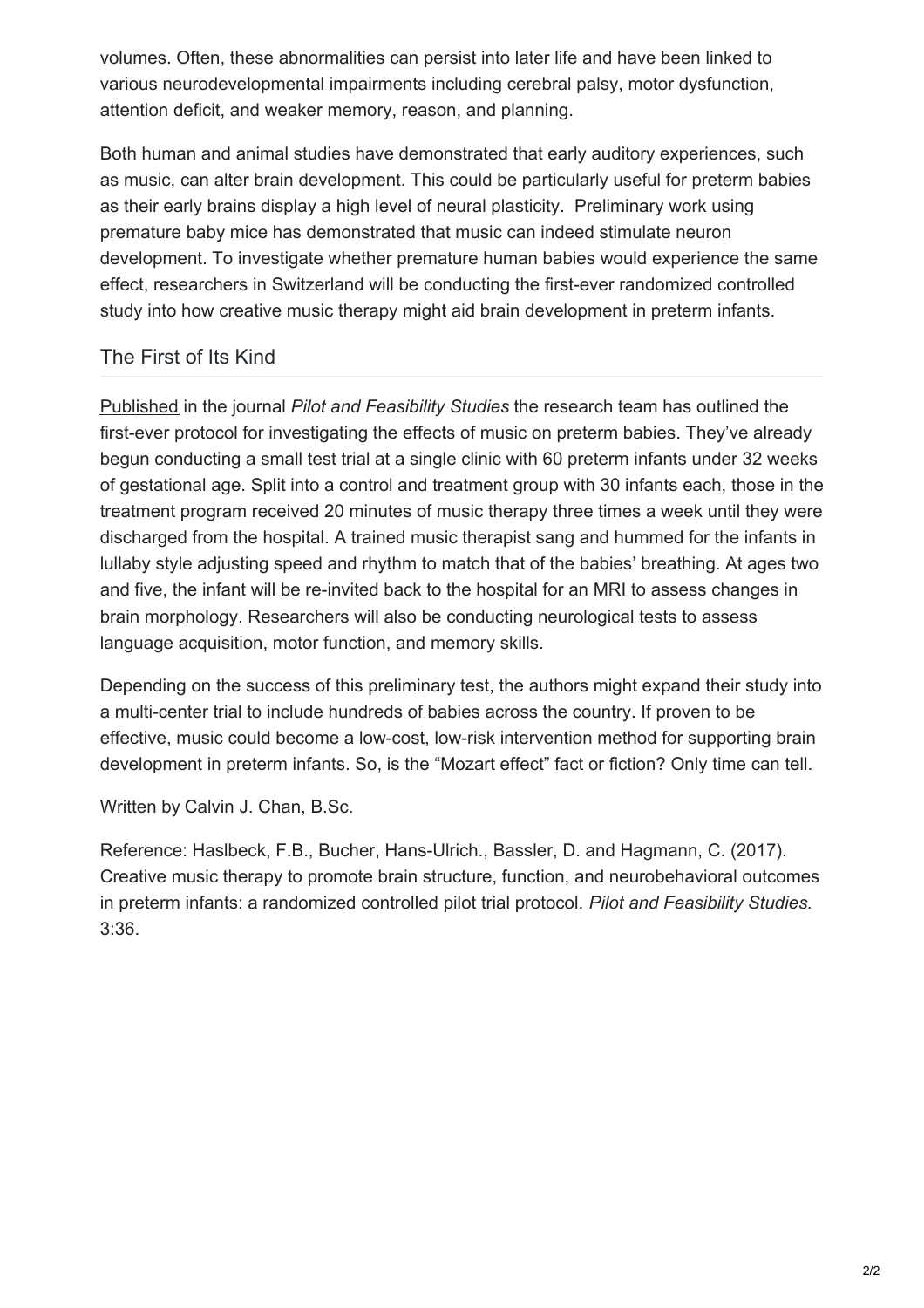volumes. Often, these abnormalities can persist into later life and have been linked to various neurodevelopmental impairments including cerebral palsy, motor dysfunction, attention deficit, and weaker memory, reason, and planning.

Both human and animal studies have demonstrated that early auditory experiences, such as music, can alter brain development. This could be particularly useful for preterm babies as their early brains display a high level of neural plasticity. Preliminary work using premature baby mice has demonstrated that music can indeed stimulate neuron development. To investigate whether premature human babies would experience the same effect, researchers in Switzerland will be conducting the first-ever randomized controlled study into how creative music therapy might aid brain development in preterm infants.

## The First of Its Kind

Published in the journal *Pilot and Feasibility Studies* the research team has outlined the first-ever protocol for investigating the effects of music on preterm babies. They've already begun conducting a small test trial at a single clinic with 60 preterm infants under 32 weeks of gestational age. Split into a control and treatment group with 30 infants each, those in the treatment program received 20 minutes of music therapy three times a week until they were discharged from the hospital. A trained music therapist sang and hummed for the infants in lullaby style adjusting speed and rhythm to match that of the babies' breathing. At ages two and five, the infant will be re-invited back to the hospital for an MRI to assess changes in brain morphology. Researchers will also be conducting neurological tests to assess language acquisition, motor function, and memory skills.

Depending on the success of this preliminary test, the authors might expand their study into a multi-center trial to include hundreds of babies across the country. If proven to be effective, music could become a low-cost, low-risk intervention method for supporting brain development in preterm infants. So, is the "Mozart effect" fact or fiction? Only time can tell.

Written by Calvin J. Chan, B.Sc.

Reference: Haslbeck, F.B., Bucher, Hans-Ulrich., Bassler, D. and Hagmann, C. (2017). Creative music therapy to promote brain structure, function, and neurobehavioral outcomes in preterm infants: a randomized controlled pilot trial protocol. *Pilot and Feasibility Studies.* 3:36.